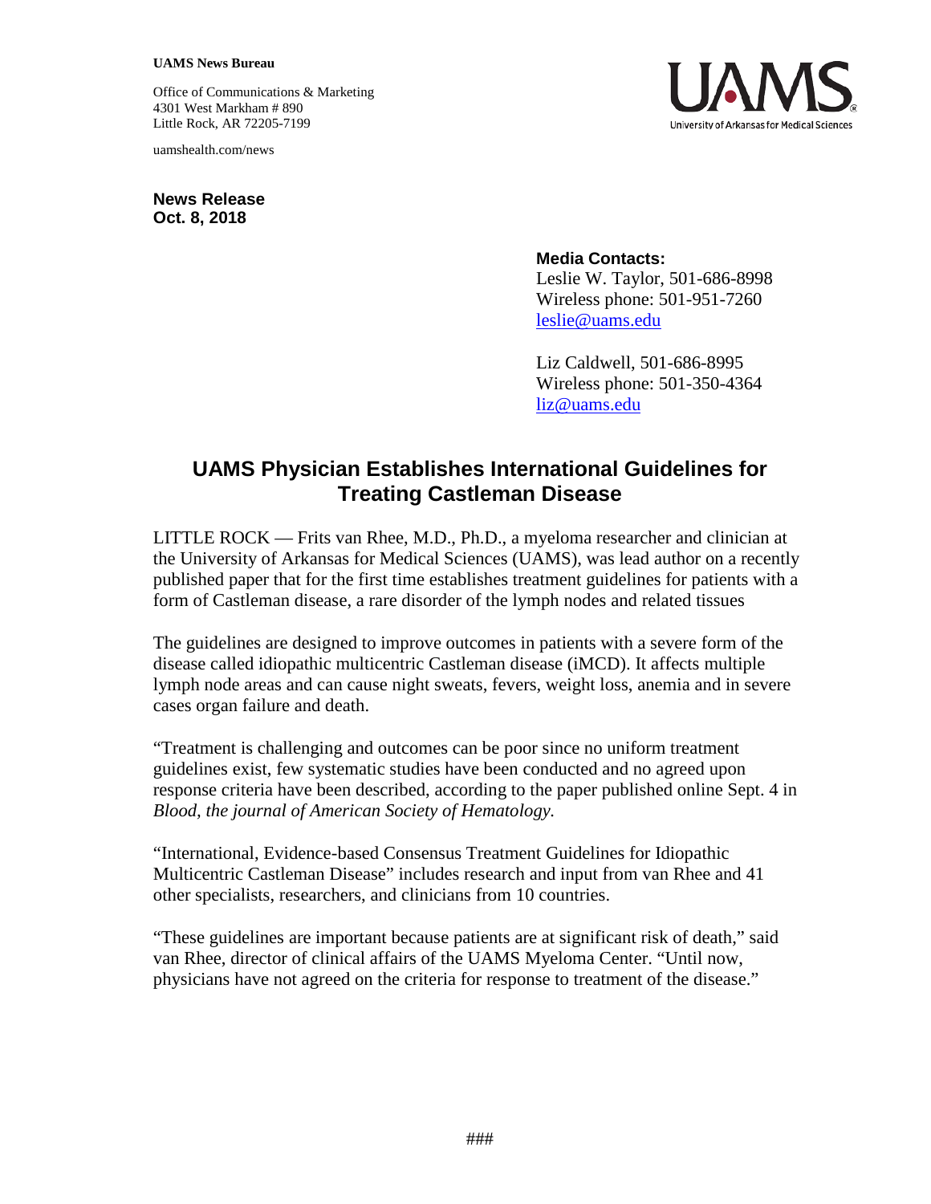**UAMS News Bureau**

Office of Communications & Marketing
4301 West Markham # 890
Little Rock, AR 72205-7199

uamshealth.com/news

UAMS
University of Arkansas for Medical Sciences

**News Release**
**Oct. 8, 2018**

**Media Contacts:**
Leslie W. Taylor, 501-686-8998
Wireless phone: 501-951-7260
leslie@uams.edu

Liz Caldwell, 501-686-8995
Wireless phone: 501-350-4364
liz@uams.edu

# UAMS Physician Establishes International Guidelines for Treating Castleman Disease

LITTLE ROCK — Frits van Rhee, M.D., Ph.D., a myeloma researcher and clinician at the University of Arkansas for Medical Sciences (UAMS), was lead author on a recently published paper that for the first time establishes treatment guidelines for patients with a form of Castleman disease, a rare disorder of the lymph nodes and related tissues

The guidelines are designed to improve outcomes in patients with a severe form of the disease called idiopathic multicentric Castleman disease (iMCD). It affects multiple lymph node areas and can cause night sweats, fevers, weight loss, anemia and in severe cases organ failure and death.

"Treatment is challenging and outcomes can be poor since no uniform treatment guidelines exist, few systematic studies have been conducted and no agreed upon response criteria have been described, according to the paper published online Sept. 4 in *Blood, the journal of American Society of Hematology.*

"International, Evidence-based Consensus Treatment Guidelines for Idiopathic Multicentric Castleman Disease" includes research and input from van Rhee and 41 other specialists, researchers, and clinicians from 10 countries.

"These guidelines are important because patients are at significant risk of death," said van Rhee, director of clinical affairs of the UAMS Myeloma Center. "Until now, physicians have not agreed on the criteria for response to treatment of the disease."

###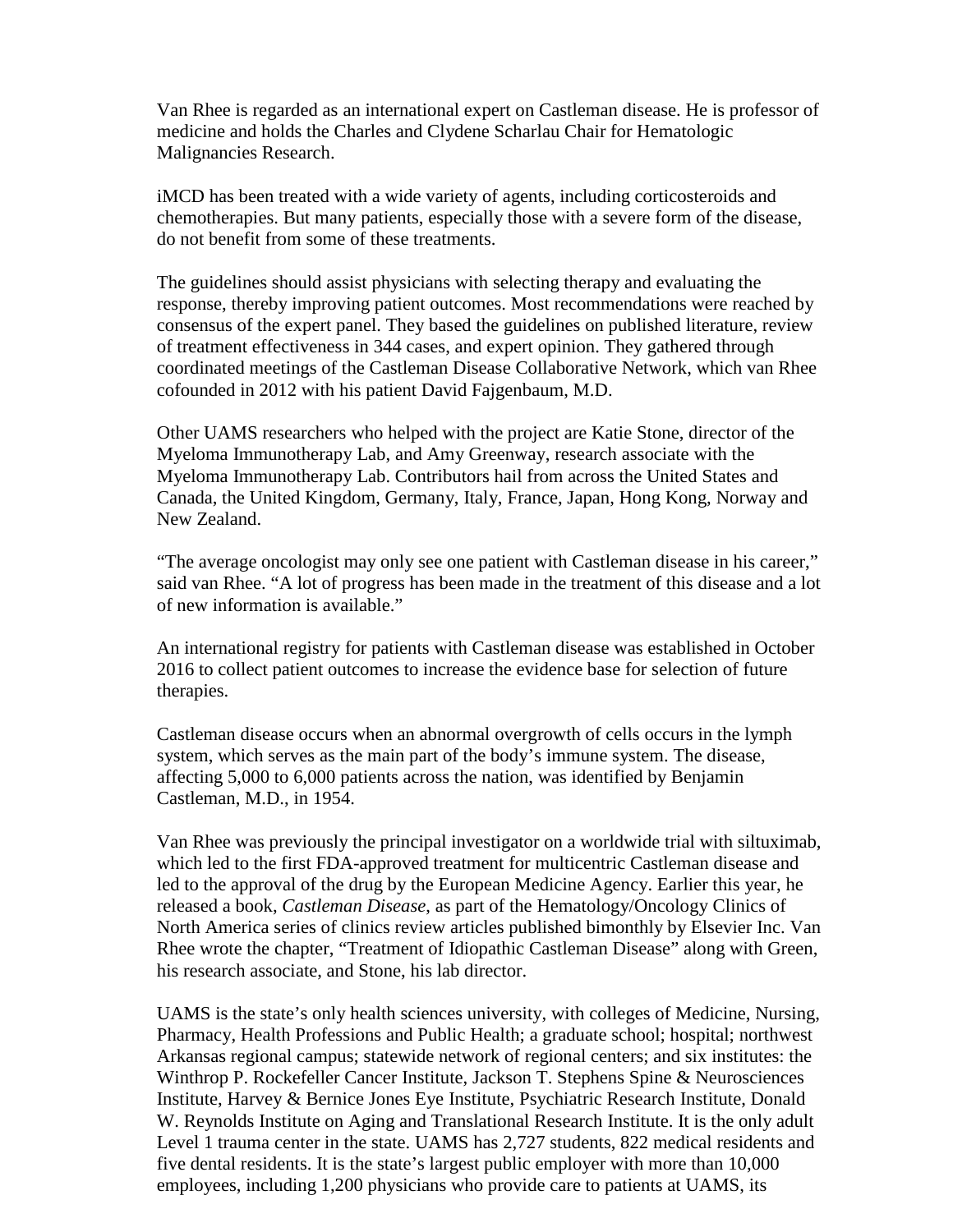Van Rhee is regarded as an international expert on Castleman disease. He is professor of medicine and holds the Charles and Clydene Scharlau Chair for Hematologic Malignancies Research.

iMCD has been treated with a wide variety of agents, including corticosteroids and chemotherapies. But many patients, especially those with a severe form of the disease, do not benefit from some of these treatments.

The guidelines should assist physicians with selecting therapy and evaluating the response, thereby improving patient outcomes. Most recommendations were reached by consensus of the expert panel. They based the guidelines on published literature, review of treatment effectiveness in 344 cases, and expert opinion. They gathered through coordinated meetings of the Castleman Disease Collaborative Network, which van Rhee cofounded in 2012 with his patient David Fajgenbaum, M.D.

Other UAMS researchers who helped with the project are Katie Stone, director of the Myeloma Immunotherapy Lab, and Amy Greenway, research associate with the Myeloma Immunotherapy Lab. Contributors hail from across the United States and Canada, the United Kingdom, Germany, Italy, France, Japan, Hong Kong, Norway and New Zealand.

"The average oncologist may only see one patient with Castleman disease in his career," said van Rhee. "A lot of progress has been made in the treatment of this disease and a lot of new information is available."

An international registry for patients with Castleman disease was established in October 2016 to collect patient outcomes to increase the evidence base for selection of future therapies.

Castleman disease occurs when an abnormal overgrowth of cells occurs in the lymph system, which serves as the main part of the body's immune system. The disease, affecting 5,000 to 6,000 patients across the nation, was identified by Benjamin Castleman, M.D., in 1954.

Van Rhee was previously the principal investigator on a worldwide trial with siltuximab, which led to the first FDA-approved treatment for multicentric Castleman disease and led to the approval of the drug by the European Medicine Agency. Earlier this year, he released a book, *Castleman Disease*, as part of the Hematology/Oncology Clinics of North America series of clinics review articles published bimonthly by Elsevier Inc. Van Rhee wrote the chapter, "Treatment of Idiopathic Castleman Disease" along with Green, his research associate, and Stone, his lab director.

UAMS is the state's only health sciences university, with colleges of Medicine, Nursing, Pharmacy, Health Professions and Public Health; a graduate school; hospital; northwest Arkansas regional campus; statewide network of regional centers; and six institutes: the Winthrop P. Rockefeller Cancer Institute, Jackson T. Stephens Spine & Neurosciences Institute, Harvey & Bernice Jones Eye Institute, Psychiatric Research Institute, Donald W. Reynolds Institute on Aging and Translational Research Institute. It is the only adult Level 1 trauma center in the state. UAMS has 2,727 students, 822 medical residents and five dental residents. It is the state's largest public employer with more than 10,000 employees, including 1,200 physicians who provide care to patients at UAMS, its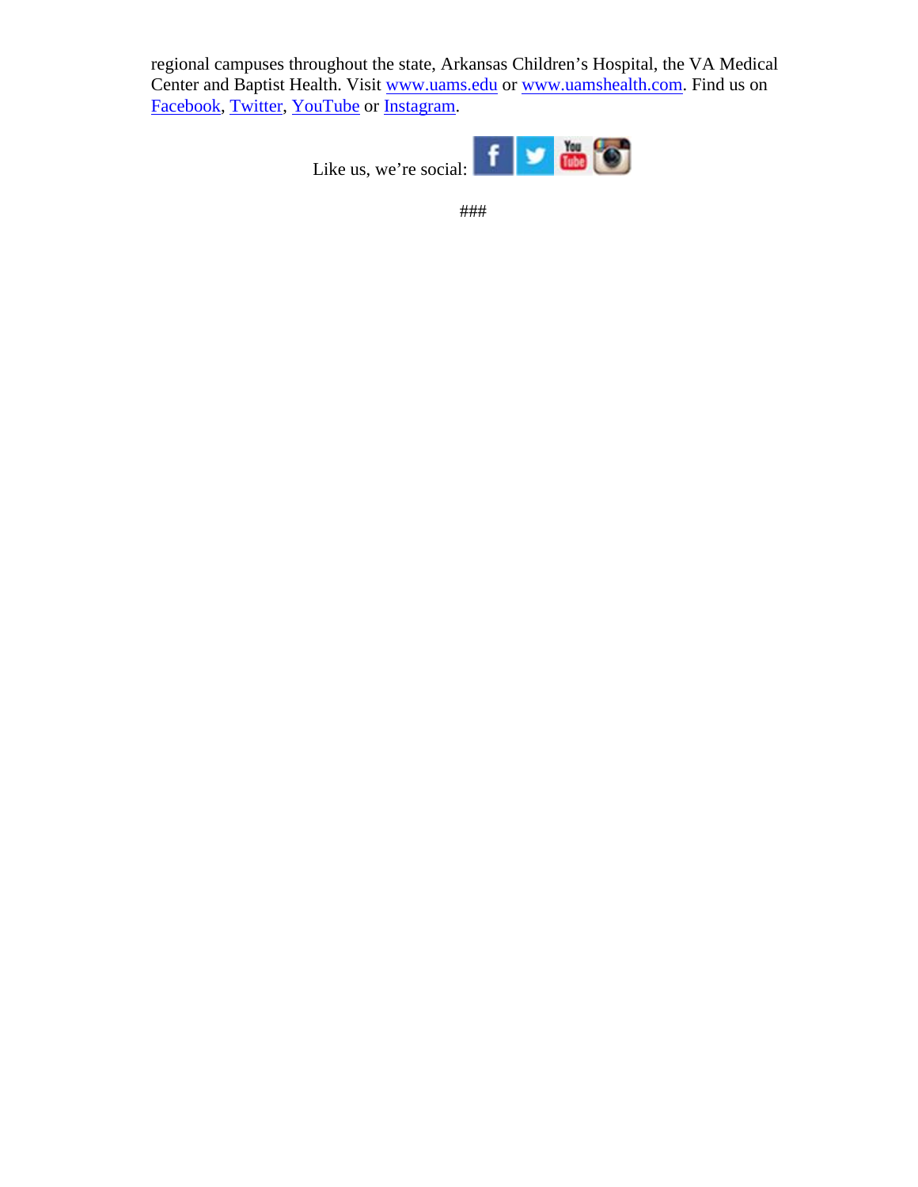regional campuses throughout the state, Arkansas Children's Hospital, the VA Medical Center and Baptist Health. Visit www.uams.edu or www.uamshealth.com. Find us on Facebook, Twitter, YouTube or Instagram.

Like us, we're social:

###